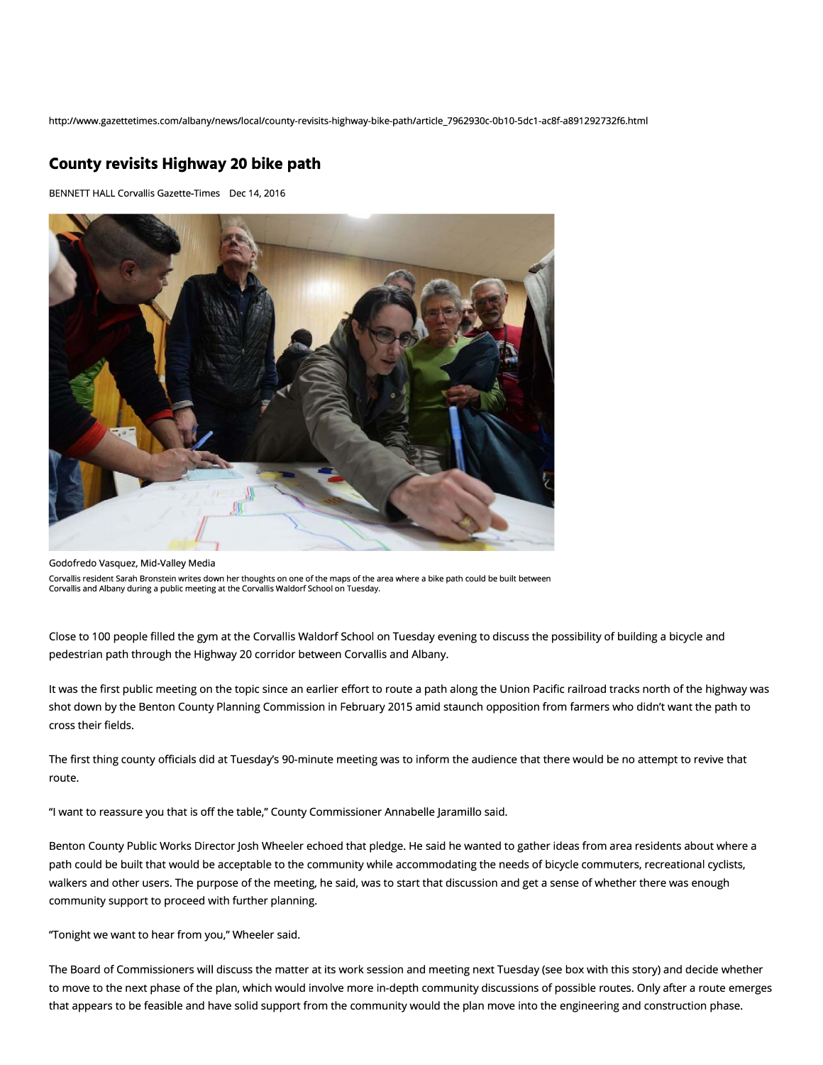http://www.gazettetimes.com/albany/news/local/county-revisits-highway-bike-path/article_7962930c-0b10-5dc1-ac8f-a891292732f6.html

# County revisits Highway 20 bike path

BENNETT HALL Corvallis Gazette-Times Dec 14, 2016

Godofredo Vasquez, Mid-Valley Media

Corvallis resident Sarah Bronstein writes down her thoughts on one of the maps of the area where a bike path could be built between Corvallis and Albany during a public meeting at the Corvallis Waldorf School on Tuesday.

Close to 100 people filled the gym at the Corvallis Waldorf School on Tuesday evening to discuss the possibility of building a bicycle and pedestrian path through the Highway 20 corridor between Corvallis and Albany.

It was the first public meeting on the topic since an earlier effort to route a path along the Union Pacific railroad tracks north of the highway was shot down by the Benton County Planning Commission in February 2015 amid staunch opposition from farmers who didn't want the path to cross their fields.

The first thing county officials did at Tuesday's 90-minute meeting was to inform the audience that there would be no attempt to revive that route.

"I want to reassure you that is off the table," County Commissioner Annabelle Jaramillo said.

Benton County Public Works Director Josh Wheeler echoed that pledge. He said he wanted to gather ideas from area residents about where a path could be built that would be acceptable to the community while accommodating the needs of bicycle commuters, recreational cyclists, walkers and other users. The purpose of the meeting, he said, was to start that discussion and get a sense of whether there was enough community support to proceed with further planning.

"Tonight we want to hear from you," Wheeler said.

The Board of Commissioners will discuss the matter at its work session and meeting next Tuesday (see box with this story) and decide whether to move to the next phase of the plan, which would involve more in-depth community discussions of possible routes. Only after a route emerges that appears to be feasible and have solid support from the community would the plan move into the engineering and construction phase.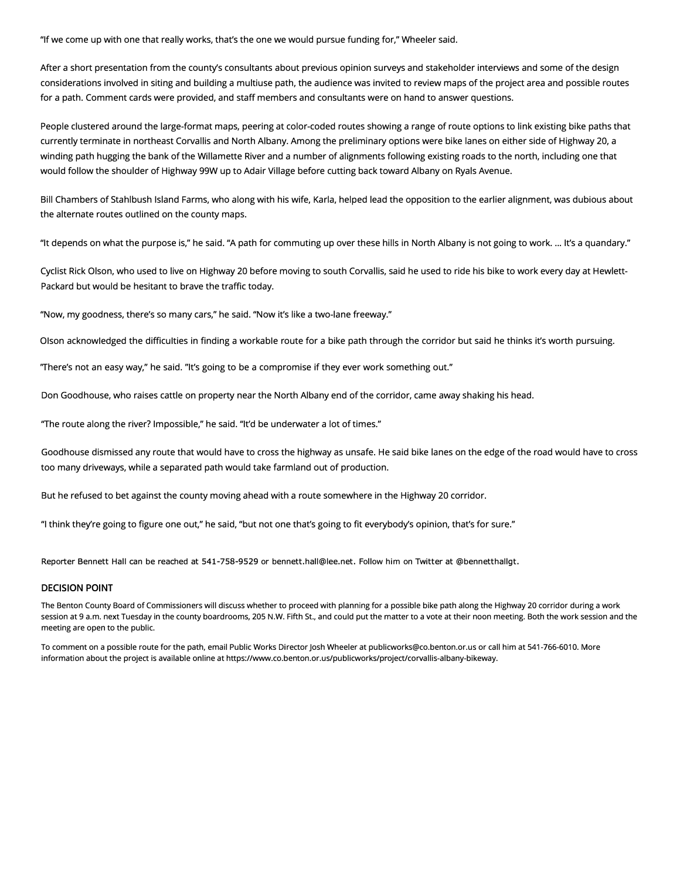"If we come up with one that really works, that's the one we would pursue funding for," Wheeler said.

After a short presentation from the county's consultants about previous opinion surveys and stakeholder interviews and some of the design considerations involved in siting and building a multiuse path, the audience was invited to review maps of the project area and possible routes for a path. Comment cards were provided, and staff members and consultants were on hand to answer questions.

People clustered around the large-format maps, peering at color-coded routes showing a range of route options to link existing bike paths that currently terminate in northeast Corvallis and North Albany. Among the preliminary options were bike lanes on either side of Highway 20, a winding path hugging the bank of the Willamette River and a number of alignments following existing roads to the north, including one that would follow the shoulder of Highway 99W up to Adair Village before cutting back toward Albany on Ryals Avenue.

Bill Chambers of Stahlbush Island Farms, who along with his wife, Karla, helped lead the opposition to the earlier alignment, was dubious about the alternate routes outlined on the county maps.

"It depends on what the purpose is," he said. "A path for commuting up over these hills in North Albany is not going to work. ... It's a quandary."

Cyclist Rick Olson, who used to live on Highway 20 before moving to south Corvallis, said he used to ride his bike to work every day at Hewlett-Packard but would be hesitant to brave the traffic today.

"Now, my goodness, there's so many cars," he said. "Now it's like a two-lane freeway."

Olson acknowledged the difficulties in finding a workable route for a bike path through the corridor but said he thinks it's worth pursuing.

"There's not an easy way," he said. "It's going to be a compromise if they ever work something out."

Don Goodhouse, who raises cattle on property near the North Albany end of the corridor, came away shaking his head.

"The route along the river? Impossible," he said. "It'd be underwater a lot of times."

Goodhouse dismissed any route that would have to cross the highway as unsafe. He said bike lanes on the edge of the road would have to cross too many driveways, while a separated path would take farmland out of production.

But he refused to bet against the county moving ahead with a route somewhere in the Highway 20 corridor.

"I think they're going to figure one out," he said, "but not one that's going to fit everybody's opinion, that's for sure."

Reporter Bennett Hall can be reached at 541-758-9529 or bennett.hall@lee.net. Follow him on Twitter at @bennetthallgt.

## DECISION POINT

The Benton County Board of Commissioners will discuss whether to proceed with planning for a possible bike path along the Highway 20 corridor during a work session at 9 a.m. next Tuesday in the county boardrooms, 205 N.W. Fifth St., and could put the matter to a vote at their noon meeting. Both the work session and the meeting are open to the public.

To comment on a possible route for the path, email Public Works Director Josh Wheeler at publicworks@co.benton.or.us or call him at 541-766-6010. More information about the project is available online at https://www.co.benton.or.us/publicworks/project/corvallis-albany-bikeway.